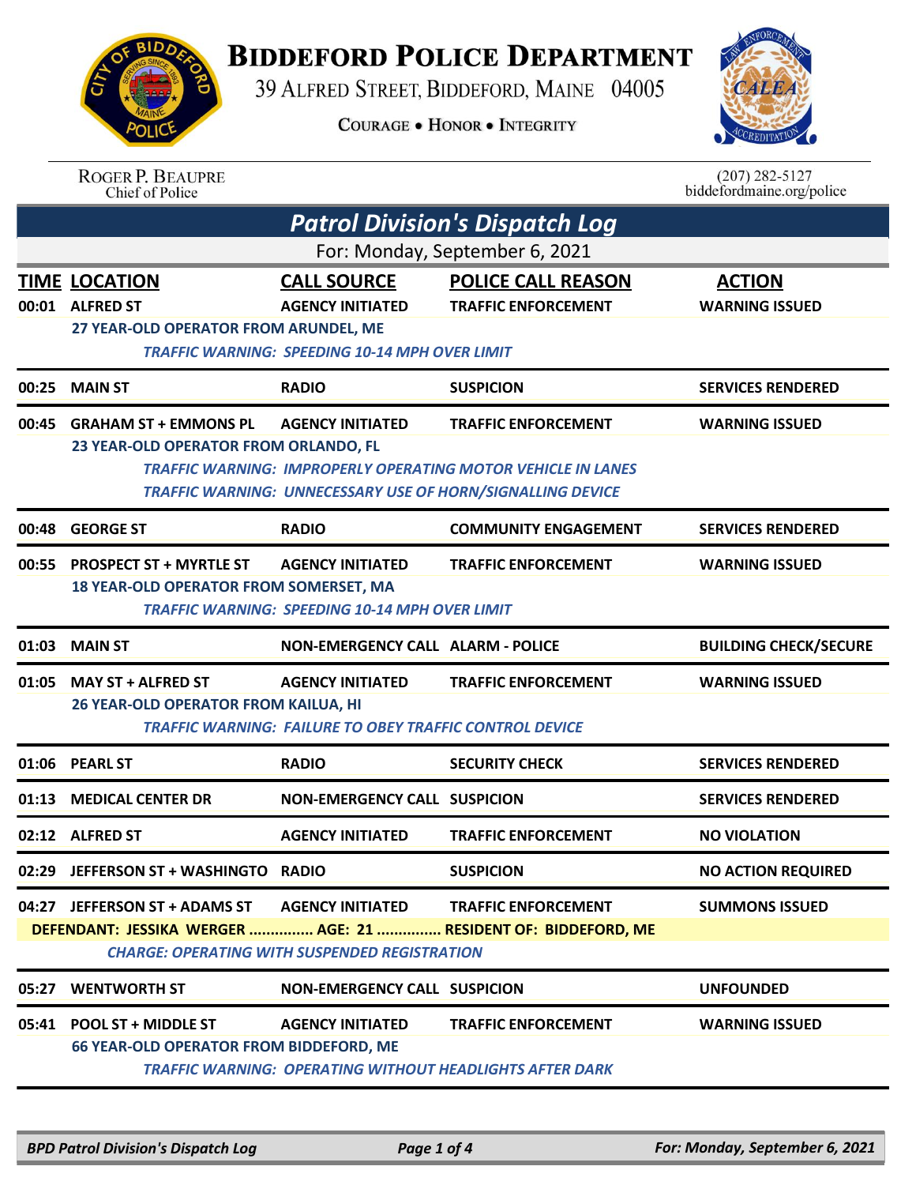# BIDDEFORD POLICE DEPARTMENT

39 ALFRED STREET, BIDDEFORD, MAINE 04005

COURAGE • HONOR • INTEGRITY

ROGER P. BEAUPRE
Chief of Police

(207) 282-5127
biddefordmaine.org/police

## *Patrol Division's Dispatch Log*

For: Monday, September 6, 2021

| TIME | LOCATION | CALL SOURCE | POLICE CALL REASON | ACTION |
|---|---|---|---|---|
| 00:01 | ALFRED ST | AGENCY INITIATED | TRAFFIC ENFORCEMENT | WARNING ISSUED |
| | 27 YEAR-OLD OPERATOR FROM ARUNDEL, ME | | | |
| | *TRAFFIC WARNING: SPEEDING 10-14 MPH OVER LIMIT* | | | |
| 00:25 | MAIN ST | RADIO | SUSPICION | SERVICES RENDERED |
| 00:45 | GRAHAM ST + EMMONS PL | AGENCY INITIATED | TRAFFIC ENFORCEMENT | WARNING ISSUED |
| | 23 YEAR-OLD OPERATOR FROM ORLANDO, FL | | | |
| | *TRAFFIC WARNING: IMPROPERLY OPERATING MOTOR VEHICLE IN LANES* | | | |
| | *TRAFFIC WARNING: UNNECESSARY USE OF HORN/SIGNALLING DEVICE* | | | |
| 00:48 | GEORGE ST | RADIO | COMMUNITY ENGAGEMENT | SERVICES RENDERED |
| 00:55 | PROSPECT ST + MYRTLE ST | AGENCY INITIATED | TRAFFIC ENFORCEMENT | WARNING ISSUED |
| | 18 YEAR-OLD OPERATOR FROM SOMERSET, MA | | | |
| | *TRAFFIC WARNING: SPEEDING 10-14 MPH OVER LIMIT* | | | |
| 01:03 | MAIN ST | NON-EMERGENCY CALL | ALARM - POLICE | BUILDING CHECK/SECURE |
| 01:05 | MAY ST + ALFRED ST | AGENCY INITIATED | TRAFFIC ENFORCEMENT | WARNING ISSUED |
| | 26 YEAR-OLD OPERATOR FROM KAILUA, HI | | | |
| | *TRAFFIC WARNING: FAILURE TO OBEY TRAFFIC CONTROL DEVICE* | | | |
| 01:06 | PEARL ST | RADIO | SECURITY CHECK | SERVICES RENDERED |
| 01:13 | MEDICAL CENTER DR | NON-EMERGENCY CALL | SUSPICION | SERVICES RENDERED |
| 02:12 | ALFRED ST | AGENCY INITIATED | TRAFFIC ENFORCEMENT | NO VIOLATION |
| 02:29 | JEFFERSON ST + WASHINGTO | RADIO | SUSPICION | NO ACTION REQUIRED |
| 04:27 | JEFFERSON ST + ADAMS ST | AGENCY INITIATED | TRAFFIC ENFORCEMENT | SUMMONS ISSUED |
| | DEFENDANT: JESSIKA WERGER ............... AGE: 21 ............... RESIDENT OF: BIDDEFORD, ME | | | |
| | *CHARGE: OPERATING WITH SUSPENDED REGISTRATION* | | | |
| 05:27 | WENTWORTH ST | NON-EMERGENCY CALL | SUSPICION | UNFOUNDED |
| 05:41 | POOL ST + MIDDLE ST | AGENCY INITIATED | TRAFFIC ENFORCEMENT | WARNING ISSUED |
| | 66 YEAR-OLD OPERATOR FROM BIDDEFORD, ME | | | |
| | *TRAFFIC WARNING: OPERATING WITHOUT HEADLIGHTS AFTER DARK* | | | |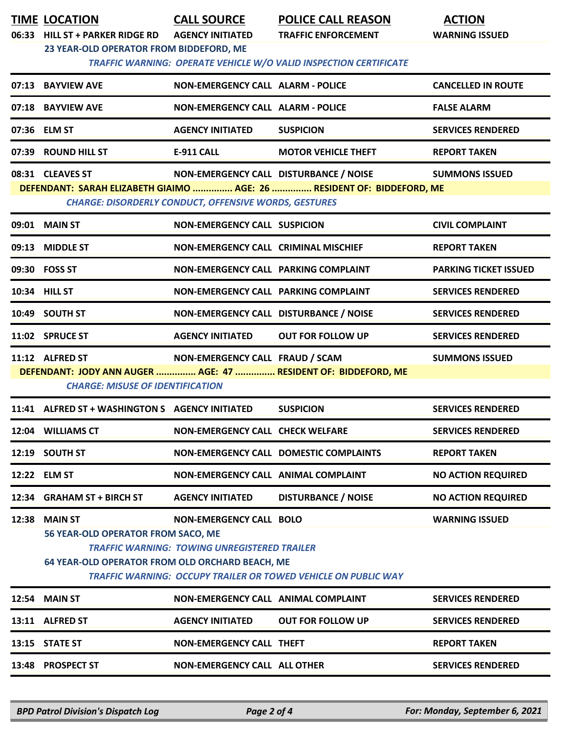| TIME | LOCATION | CALL SOURCE | POLICE CALL REASON | ACTION |
|---|---|---|---|---|
| 06:33 | HILL ST + PARKER RIDGE RD | AGENCY INITIATED | TRAFFIC ENFORCEMENT | WARNING ISSUED |
| | 23 YEAR-OLD OPERATOR FROM BIDDEFORD, ME | | | |
| | *TRAFFIC WARNING: OPERATE VEHICLE W/O VALID INSPECTION CERTIFICATE* | | | |
| 07:13 | BAYVIEW AVE | NON-EMERGENCY CALL | ALARM - POLICE | CANCELLED IN ROUTE |
| 07:18 | BAYVIEW AVE | NON-EMERGENCY CALL | ALARM - POLICE | FALSE ALARM |
| 07:36 | ELM ST | AGENCY INITIATED | SUSPICION | SERVICES RENDERED |
| 07:39 | ROUND HILL ST | E-911 CALL | MOTOR VEHICLE THEFT | REPORT TAKEN |
| 08:31 | CLEAVES ST | NON-EMERGENCY CALL | DISTURBANCE / NOISE | SUMMONS ISSUED |
| | DEFENDANT: SARAH ELIZABETH GIAIMO ............... AGE: 26 ............... RESIDENT OF: BIDDEFORD, ME | | | |
| | *CHARGE: DISORDERLY CONDUCT, OFFENSIVE WORDS, GESTURES* | | | |
| 09:01 | MAIN ST | NON-EMERGENCY CALL | SUSPICION | CIVIL COMPLAINT |
| 09:13 | MIDDLE ST | NON-EMERGENCY CALL | CRIMINAL MISCHIEF | REPORT TAKEN |
| 09:30 | FOSS ST | NON-EMERGENCY CALL | PARKING COMPLAINT | PARKING TICKET ISSUED |
| 10:34 | HILL ST | NON-EMERGENCY CALL | PARKING COMPLAINT | SERVICES RENDERED |
| 10:49 | SOUTH ST | NON-EMERGENCY CALL | DISTURBANCE / NOISE | SERVICES RENDERED |
| 11:02 | SPRUCE ST | AGENCY INITIATED | OUT FOR FOLLOW UP | SERVICES RENDERED |
| 11:12 | ALFRED ST | NON-EMERGENCY CALL | FRAUD / SCAM | SUMMONS ISSUED |
| | DEFENDANT: JODY ANN AUGER ............... AGE: 47 ............... RESIDENT OF: BIDDEFORD, ME | | | |
| | *CHARGE: MISUSE OF IDENTIFICATION* | | | |
| 11:41 | ALFRED ST + WASHINGTON S | AGENCY INITIATED | SUSPICION | SERVICES RENDERED |
| 12:04 | WILLIAMS CT | NON-EMERGENCY CALL | CHECK WELFARE | SERVICES RENDERED |
| 12:19 | SOUTH ST | NON-EMERGENCY CALL | DOMESTIC COMPLAINTS | REPORT TAKEN |
| 12:22 | ELM ST | NON-EMERGENCY CALL | ANIMAL COMPLAINT | NO ACTION REQUIRED |
| 12:34 | GRAHAM ST + BIRCH ST | AGENCY INITIATED | DISTURBANCE / NOISE | NO ACTION REQUIRED |
| 12:38 | MAIN ST | NON-EMERGENCY CALL | BOLO | WARNING ISSUED |
| | 56 YEAR-OLD OPERATOR FROM SACO, ME | | | |
| | *TRAFFIC WARNING: TOWING UNREGISTERED TRAILER* | | | |
| | 64 YEAR-OLD OPERATOR FROM OLD ORCHARD BEACH, ME | | | |
| | *TRAFFIC WARNING: OCCUPY TRAILER OR TOWED VEHICLE ON PUBLIC WAY* | | | |
| 12:54 | MAIN ST | NON-EMERGENCY CALL | ANIMAL COMPLAINT | SERVICES RENDERED |
| 13:11 | ALFRED ST | AGENCY INITIATED | OUT FOR FOLLOW UP | SERVICES RENDERED |
| 13:15 | STATE ST | NON-EMERGENCY CALL | THEFT | REPORT TAKEN |
| 13:48 | PROSPECT ST | NON-EMERGENCY CALL | ALL OTHER | SERVICES RENDERED |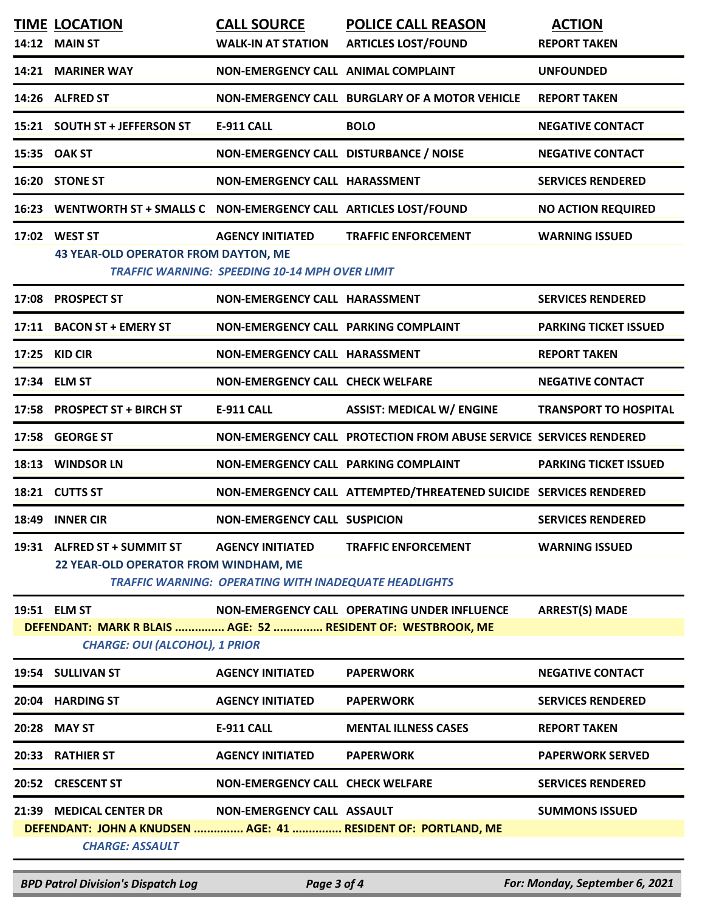| TIME | LOCATION | CALL SOURCE | POLICE CALL REASON | ACTION |
|---|---|---|---|---|
| 14:12 | MAIN ST | WALK-IN AT STATION | ARTICLES LOST/FOUND | REPORT TAKEN |
| 14:21 | MARINER WAY | NON-EMERGENCY CALL | ANIMAL COMPLAINT | UNFOUNDED |
| 14:26 | ALFRED ST | NON-EMERGENCY CALL | BURGLARY OF A MOTOR VEHICLE | REPORT TAKEN |
| 15:21 | SOUTH ST + JEFFERSON ST | E-911 CALL | BOLO | NEGATIVE CONTACT |
| 15:35 | OAK ST | NON-EMERGENCY CALL | DISTURBANCE / NOISE | NEGATIVE CONTACT |
| 16:20 | STONE ST | NON-EMERGENCY CALL | HARASSMENT | SERVICES RENDERED |
| 16:23 | WENTWORTH ST + SMALLS C | NON-EMERGENCY CALL | ARTICLES LOST/FOUND | NO ACTION REQUIRED |
| 17:02 | WEST ST | AGENCY INITIATED | TRAFFIC ENFORCEMENT | WARNING ISSUED |
| | 43 YEAR-OLD OPERATOR FROM DAYTON, ME | *TRAFFIC WARNING: SPEEDING 10-14 MPH OVER LIMIT* | | |
| 17:08 | PROSPECT ST | NON-EMERGENCY CALL | HARASSMENT | SERVICES RENDERED |
| 17:11 | BACON ST + EMERY ST | NON-EMERGENCY CALL | PARKING COMPLAINT | PARKING TICKET ISSUED |
| 17:25 | KID CIR | NON-EMERGENCY CALL | HARASSMENT | REPORT TAKEN |
| 17:34 | ELM ST | NON-EMERGENCY CALL | CHECK WELFARE | NEGATIVE CONTACT |
| 17:58 | PROSPECT ST + BIRCH ST | E-911 CALL | ASSIST: MEDICAL W/ ENGINE | TRANSPORT TO HOSPITAL |
| 17:58 | GEORGE ST | NON-EMERGENCY CALL | PROTECTION FROM ABUSE SERVICE | SERVICES RENDERED |
| 18:13 | WINDSOR LN | NON-EMERGENCY CALL | PARKING COMPLAINT | PARKING TICKET ISSUED |
| 18:21 | CUTTS ST | NON-EMERGENCY CALL | ATTEMPTED/THREATENED SUICIDE | SERVICES RENDERED |
| 18:49 | INNER CIR | NON-EMERGENCY CALL | SUSPICION | SERVICES RENDERED |
| 19:31 | ALFRED ST + SUMMIT ST | AGENCY INITIATED | TRAFFIC ENFORCEMENT | WARNING ISSUED |
| | 22 YEAR-OLD OPERATOR FROM WINDHAM, ME | *TRAFFIC WARNING: OPERATING WITH INADEQUATE HEADLIGHTS* | | |
| 19:51 | ELM ST | NON-EMERGENCY CALL | OPERATING UNDER INFLUENCE | ARREST(S) MADE |
| | DEFENDANT: MARK R BLAIS ............... AGE: 52 ............... RESIDENT OF: WESTBROOK, ME | | | |
| | *CHARGE: OUI (ALCOHOL), 1 PRIOR* | | | |
| 19:54 | SULLIVAN ST | AGENCY INITIATED | PAPERWORK | NEGATIVE CONTACT |
| 20:04 | HARDING ST | AGENCY INITIATED | PAPERWORK | SERVICES RENDERED |
| 20:28 | MAY ST | E-911 CALL | MENTAL ILLNESS CASES | REPORT TAKEN |
| 20:33 | RATHIER ST | AGENCY INITIATED | PAPERWORK | PAPERWORK SERVED |
| 20:52 | CRESCENT ST | NON-EMERGENCY CALL | CHECK WELFARE | SERVICES RENDERED |
| 21:39 | MEDICAL CENTER DR | NON-EMERGENCY CALL | ASSAULT | SUMMONS ISSUED |
| | DEFENDANT: JOHN A KNUDSEN ............... AGE: 41 ............... RESIDENT OF: PORTLAND, ME | | | |
| | *CHARGE: ASSAULT* | | | |

*BPD Patrol Division's Dispatch Log* — *For: Monday, September 6, 2021*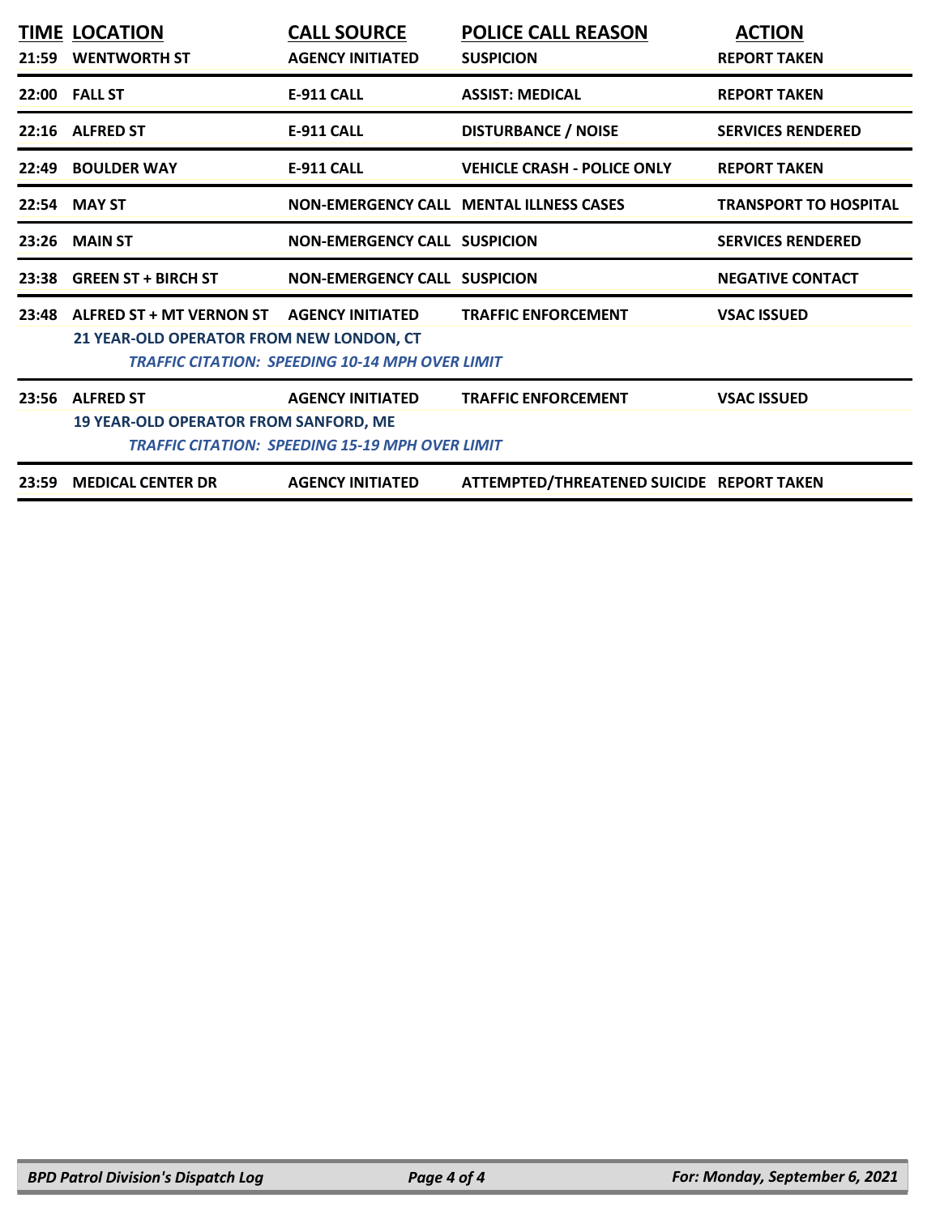| TIME | LOCATION | CALL SOURCE | POLICE CALL REASON | ACTION |
|---|---|---|---|---|
| 21:59 | WENTWORTH ST | AGENCY INITIATED | SUSPICION | REPORT TAKEN |
| 22:00 | FALL ST | E-911 CALL | ASSIST: MEDICAL | REPORT TAKEN |
| 22:16 | ALFRED ST | E-911 CALL | DISTURBANCE / NOISE | SERVICES RENDERED |
| 22:49 | BOULDER WAY | E-911 CALL | VEHICLE CRASH - POLICE ONLY | REPORT TAKEN |
| 22:54 | MAY ST | NON-EMERGENCY CALL | MENTAL ILLNESS CASES | TRANSPORT TO HOSPITAL |
| 23:26 | MAIN ST | NON-EMERGENCY CALL | SUSPICION | SERVICES RENDERED |
| 23:38 | GREEN ST + BIRCH ST | NON-EMERGENCY CALL | SUSPICION | NEGATIVE CONTACT |
| 23:48 | ALFRED ST + MT VERNON ST | AGENCY INITIATED | TRAFFIC ENFORCEMENT | VSAC ISSUED |
| | 21 YEAR-OLD OPERATOR FROM NEW LONDON, CT<br>*TRAFFIC CITATION: SPEEDING 10-14 MPH OVER LIMIT* | | | |
| 23:56 | ALFRED ST | AGENCY INITIATED | TRAFFIC ENFORCEMENT | VSAC ISSUED |
| | 19 YEAR-OLD OPERATOR FROM SANFORD, ME<br>*TRAFFIC CITATION: SPEEDING 15-19 MPH OVER LIMIT* | | | |
| 23:59 | MEDICAL CENTER DR | AGENCY INITIATED | ATTEMPTED/THREATENED SUICIDE | REPORT TAKEN |